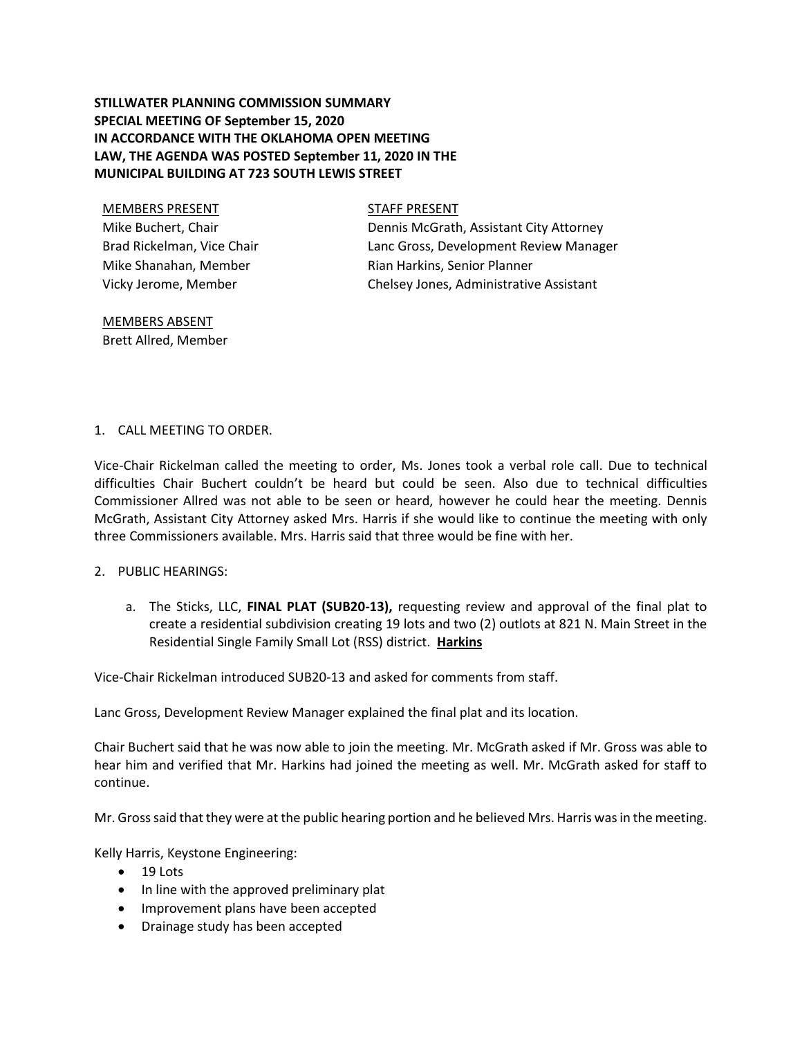**STILLWATER PLANNING COMMISSION SUMMARY**
**SPECIAL MEETING OF September 15, 2020**
**IN ACCORDANCE WITH THE OKLAHOMA OPEN MEETING LAW, THE AGENDA WAS POSTED September 11, 2020 IN THE MUNICIPAL BUILDING AT 723 SOUTH LEWIS STREET**

<u>MEMBERS PRESENT</u>
Mike Buchert, Chair
Brad Rickelman, Vice Chair
Mike Shanahan, Member
Vicky Jerome, Member

<u>STAFF PRESENT</u>
Dennis McGrath, Assistant City Attorney
Lanc Gross, Development Review Manager
Rian Harkins, Senior Planner
Chelsey Jones, Administrative Assistant

<u>MEMBERS ABSENT</u>
Brett Allred, Member

1. CALL MEETING TO ORDER.

Vice-Chair Rickelman called the meeting to order, Ms. Jones took a verbal role call. Due to technical difficulties Chair Buchert couldn't be heard but could be seen. Also due to technical difficulties Commissioner Allred was not able to be seen or heard, however he could hear the meeting. Dennis McGrath, Assistant City Attorney asked Mrs. Harris if she would like to continue the meeting with only three Commissioners available. Mrs. Harris said that three would be fine with her.

2. PUBLIC HEARINGS:

   a. The Sticks, LLC, **FINAL PLAT (SUB20-13),** requesting review and approval of the final plat to create a residential subdivision creating 19 lots and two (2) outlots at 821 N. Main Street in the Residential Single Family Small Lot (RSS) district. **<u>Harkins</u>**

Vice-Chair Rickelman introduced SUB20-13 and asked for comments from staff.

Lanc Gross, Development Review Manager explained the final plat and its location.

Chair Buchert said that he was now able to join the meeting. Mr. McGrath asked if Mr. Gross was able to hear him and verified that Mr. Harkins had joined the meeting as well. Mr. McGrath asked for staff to continue.

Mr. Gross said that they were at the public hearing portion and he believed Mrs. Harris was in the meeting.

Kelly Harris, Keystone Engineering:

- 19 Lots
- In line with the approved preliminary plat
- Improvement plans have been accepted
- Drainage study has been accepted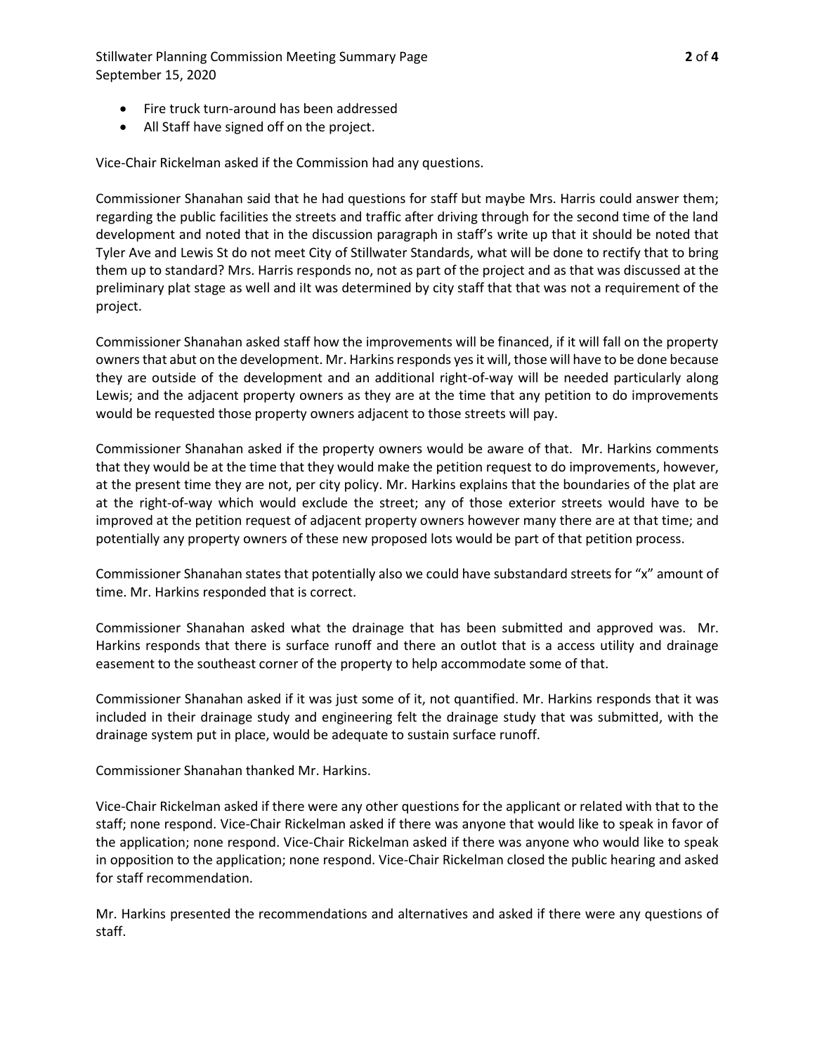- Fire truck turn-around has been addressed
- All Staff have signed off on the project.

Vice-Chair Rickelman asked if the Commission had any questions.

Commissioner Shanahan said that he had questions for staff but maybe Mrs. Harris could answer them; regarding the public facilities the streets and traffic after driving through for the second time of the land development and noted that in the discussion paragraph in staff's write up that it should be noted that Tyler Ave and Lewis St do not meet City of Stillwater Standards, what will be done to rectify that to bring them up to standard? Mrs. Harris responds no, not as part of the project and as that was discussed at the preliminary plat stage as well and iIt was determined by city staff that that was not a requirement of the project.

Commissioner Shanahan asked staff how the improvements will be financed, if it will fall on the property owners that abut on the development. Mr. Harkins responds yes it will, those will have to be done because they are outside of the development and an additional right-of-way will be needed particularly along Lewis; and the adjacent property owners as they are at the time that any petition to do improvements would be requested those property owners adjacent to those streets will pay.

Commissioner Shanahan asked if the property owners would be aware of that. Mr. Harkins comments that they would be at the time that they would make the petition request to do improvements, however, at the present time they are not, per city policy. Mr. Harkins explains that the boundaries of the plat are at the right-of-way which would exclude the street; any of those exterior streets would have to be improved at the petition request of adjacent property owners however many there are at that time; and potentially any property owners of these new proposed lots would be part of that petition process.

Commissioner Shanahan states that potentially also we could have substandard streets for "x" amount of time. Mr. Harkins responded that is correct.

Commissioner Shanahan asked what the drainage that has been submitted and approved was. Mr. Harkins responds that there is surface runoff and there an outlot that is a access utility and drainage easement to the southeast corner of the property to help accommodate some of that.

Commissioner Shanahan asked if it was just some of it, not quantified. Mr. Harkins responds that it was included in their drainage study and engineering felt the drainage study that was submitted, with the drainage system put in place, would be adequate to sustain surface runoff.

Commissioner Shanahan thanked Mr. Harkins.

Vice-Chair Rickelman asked if there were any other questions for the applicant or related with that to the staff; none respond. Vice-Chair Rickelman asked if there was anyone that would like to speak in favor of the application; none respond. Vice-Chair Rickelman asked if there was anyone who would like to speak in opposition to the application; none respond. Vice-Chair Rickelman closed the public hearing and asked for staff recommendation.

Mr. Harkins presented the recommendations and alternatives and asked if there were any questions of staff.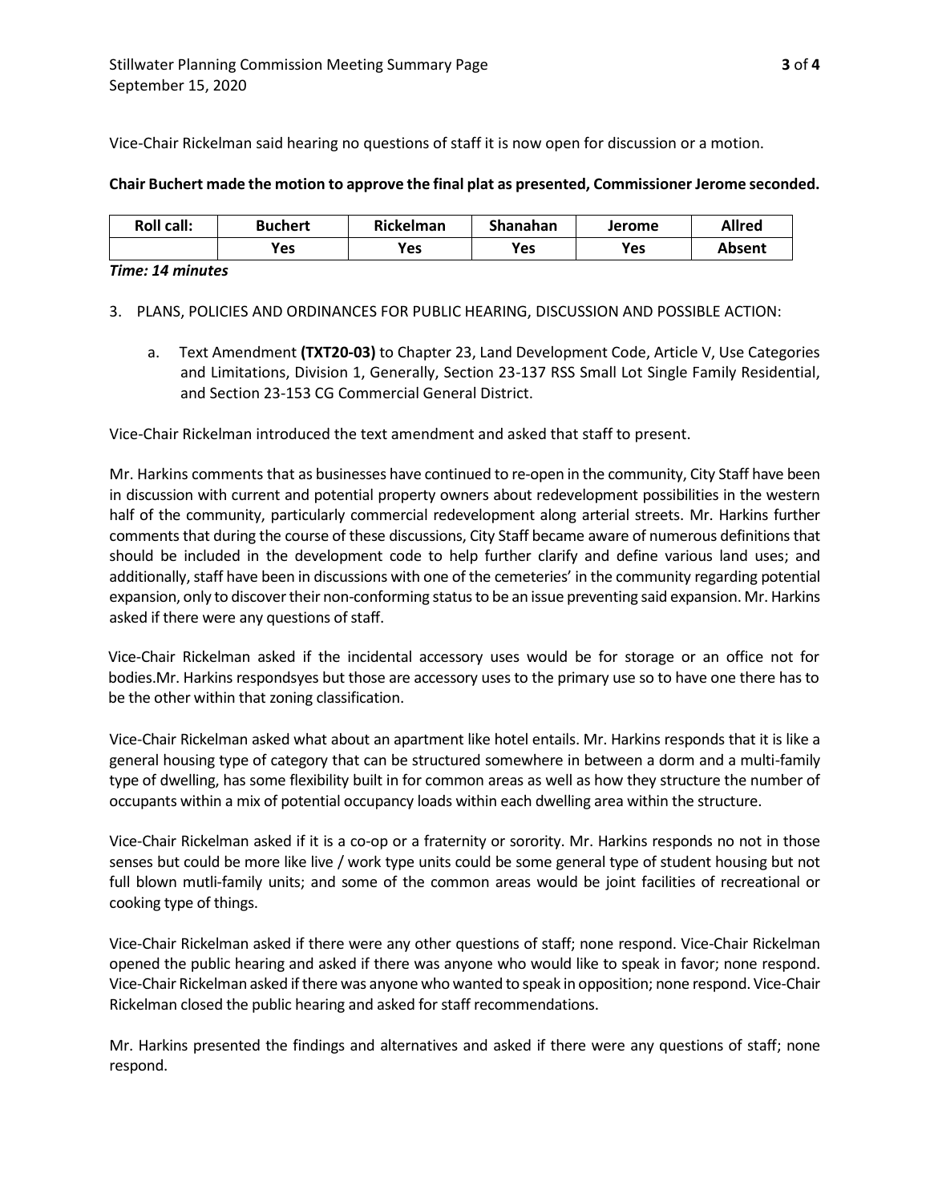Vice-Chair Rickelman said hearing no questions of staff it is now open for discussion or a motion.

**Chair Buchert made the motion to approve the final plat as presented, Commissioner Jerome seconded.**

| Roll call: | Buchert | Rickelman | Shanahan | Jerome | Allred |
|---|---|---|---|---|---|
| | Yes | Yes | Yes | Yes | Absent |

***Time: 14 minutes***

3. PLANS, POLICIES AND ORDINANCES FOR PUBLIC HEARING, DISCUSSION AND POSSIBLE ACTION:

   a. Text Amendment **(TXT20-03)** to Chapter 23, Land Development Code, Article V, Use Categories and Limitations, Division 1, Generally, Section 23-137 RSS Small Lot Single Family Residential, and Section 23-153 CG Commercial General District.

Vice-Chair Rickelman introduced the text amendment and asked that staff to present.

Mr. Harkins comments that as businesses have continued to re-open in the community, City Staff have been in discussion with current and potential property owners about redevelopment possibilities in the western half of the community, particularly commercial redevelopment along arterial streets. Mr. Harkins further comments that during the course of these discussions, City Staff became aware of numerous definitions that should be included in the development code to help further clarify and define various land uses; and additionally, staff have been in discussions with one of the cemeteries' in the community regarding potential expansion, only to discover their non-conforming status to be an issue preventing said expansion. Mr. Harkins asked if there were any questions of staff.

Vice-Chair Rickelman asked if the incidental accessory uses would be for storage or an office not for bodies.Mr. Harkins respondsyes but those are accessory uses to the primary use so to have one there has to be the other within that zoning classification.

Vice-Chair Rickelman asked what about an apartment like hotel entails. Mr. Harkins responds that it is like a general housing type of category that can be structured somewhere in between a dorm and a multi-family type of dwelling, has some flexibility built in for common areas as well as how they structure the number of occupants within a mix of potential occupancy loads within each dwelling area within the structure.

Vice-Chair Rickelman asked if it is a co-op or a fraternity or sorority. Mr. Harkins responds no not in those senses but could be more like live / work type units could be some general type of student housing but not full blown mutli-family units; and some of the common areas would be joint facilities of recreational or cooking type of things.

Vice-Chair Rickelman asked if there were any other questions of staff; none respond. Vice-Chair Rickelman opened the public hearing and asked if there was anyone who would like to speak in favor; none respond. Vice-Chair Rickelman asked if there was anyone who wanted to speak in opposition; none respond. Vice-Chair Rickelman closed the public hearing and asked for staff recommendations.

Mr. Harkins presented the findings and alternatives and asked if there were any questions of staff; none respond.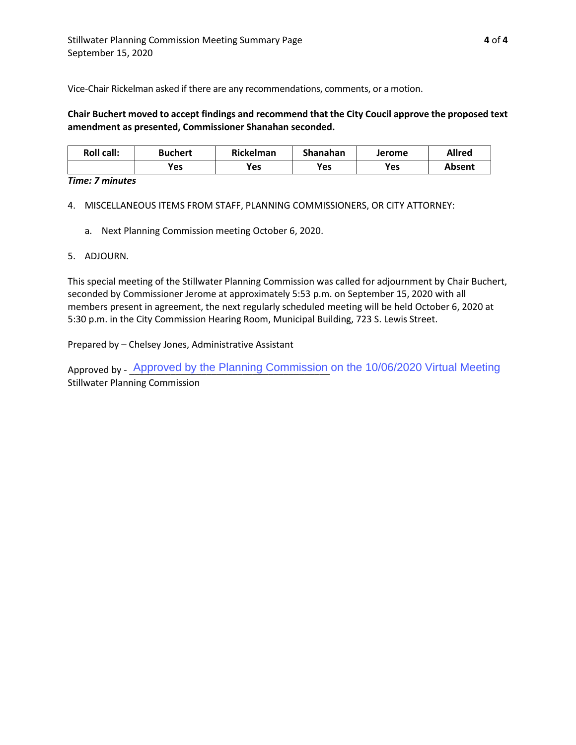Vice-Chair Rickelman asked if there are any recommendations, comments, or a motion.

**Chair Buchert moved to accept findings and recommend that the City Coucil approve the proposed text amendment as presented, Commissioner Shanahan seconded.**

| Roll call: | Buchert | Rickelman | Shanahan | Jerome | Allred |
|---|---|---|---|---|---|
| | Yes | Yes | Yes | Yes | Absent |

***Time: 7 minutes***

4. MISCELLANEOUS ITEMS FROM STAFF, PLANNING COMMISSIONERS, OR CITY ATTORNEY:

   a. Next Planning Commission meeting October 6, 2020.

5. ADJOURN.

This special meeting of the Stillwater Planning Commission was called for adjournment by Chair Buchert, seconded by Commissioner Jerome at approximately 5:53 p.m. on September 15, 2020 with all members present in agreement, the next regularly scheduled meeting will be held October 6, 2020 at 5:30 p.m. in the City Commission Hearing Room, Municipal Building, 723 S. Lewis Street.

Prepared by – Chelsey Jones, Administrative Assistant

Approved by - Approved by the Planning Commission on the 10/06/2020 Virtual Meeting
Stillwater Planning Commission